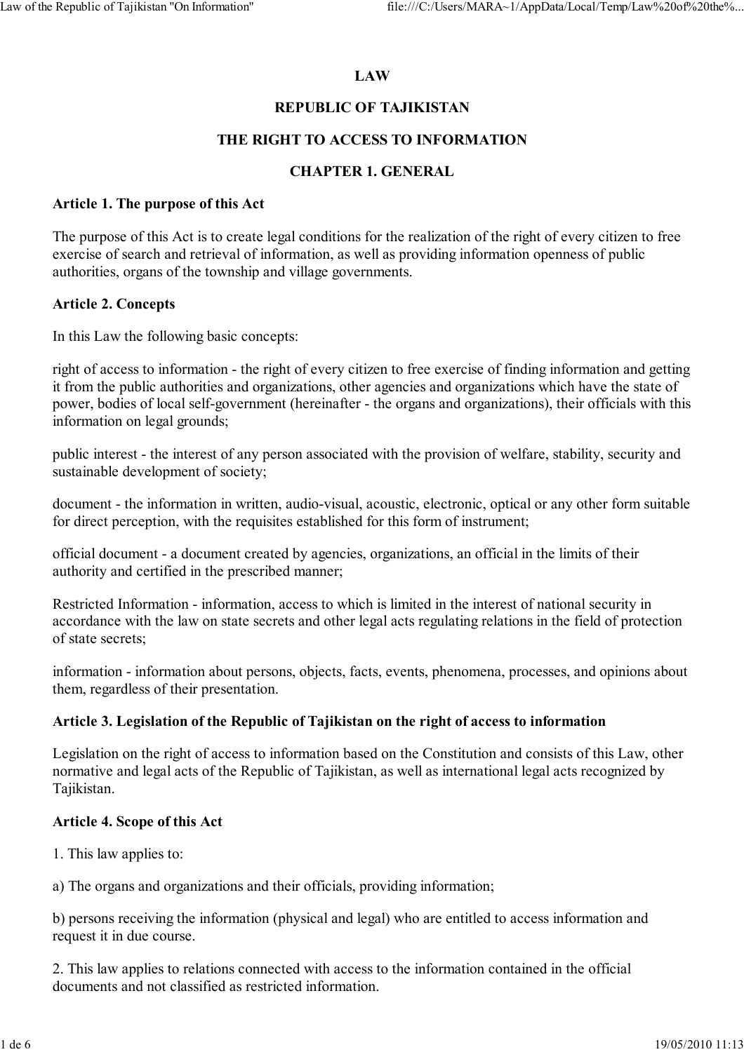# LAW

# REPUBLIC OF TAJIKISTAN

# THE RIGHT TO ACCESS TO INFORMATION

## CHAPTER 1. GENERAL

### Article 1. The purpose of this Act

The purpose of this Act is to create legal conditions for the realization of the right of every citizen to free exercise of search and retrieval of information, as well as providing information openness of public authorities, organs of the township and village governments.

### Article 2. Concepts

In this Law the following basic concepts:

right of access to information - the right of every citizen to free exercise of finding information and getting it from the public authorities and organizations, other agencies and organizations which have the state of power, bodies of local self-government (hereinafter - the organs and organizations), their officials with this information on legal grounds;

public interest - the interest of any person associated with the provision of welfare, stability, security and sustainable development of society;

document - the information in written, audio-visual, acoustic, electronic, optical or any other form suitable for direct perception, with the requisites established for this form of instrument;

official document - a document created by agencies, organizations, an official in the limits of their authority and certified in the prescribed manner;

Restricted Information - information, access to which is limited in the interest of national security in accordance with the law on state secrets and other legal acts regulating relations in the field of protection of state secrets;

information - information about persons, objects, facts, events, phenomena, processes, and opinions about them, regardless of their presentation.

### Article 3. Legislation of the Republic of Tajikistan on the right of access to information

Legislation on the right of access to information based on the Constitution and consists of this Law, other normative and legal acts of the Republic of Tajikistan, as well as international legal acts recognized by Tajikistan.

### Article 4. Scope of this Act

1. This law applies to:

a) The organs and organizations and their officials, providing information;

b) persons receiving the information (physical and legal) who are entitled to access information and request it in due course.

2. This law applies to relations connected with access to the information contained in the official documents and not classified as restricted information.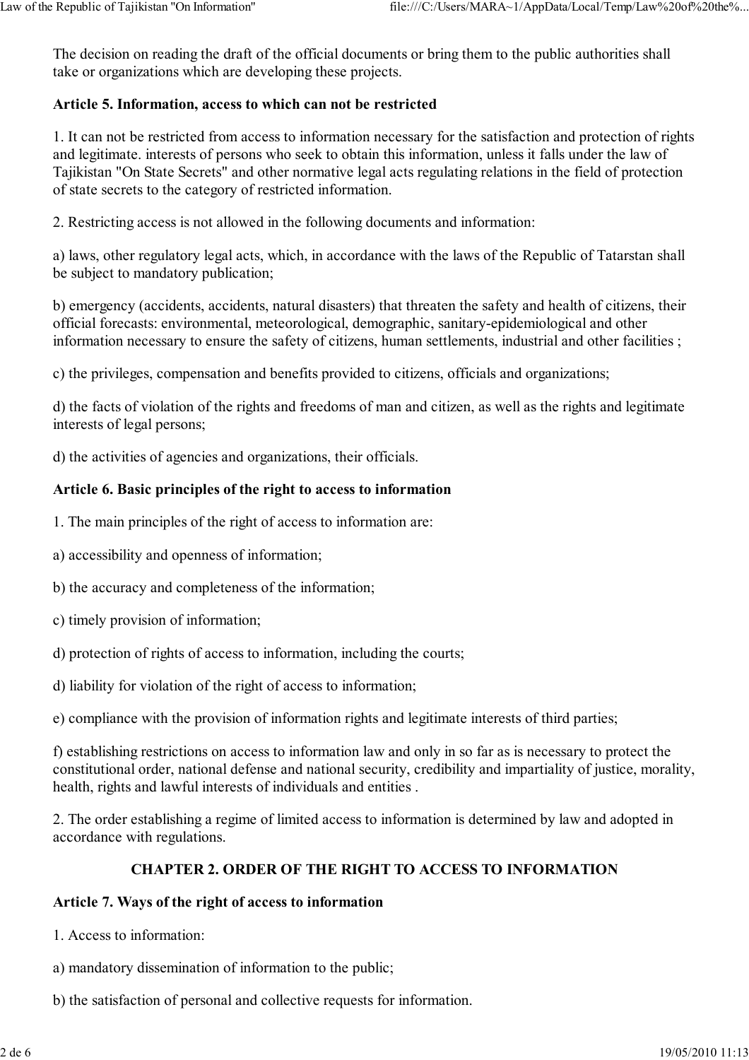The decision on reading the draft of the official documents or bring them to the public authorities shall take or organizations which are developing these projects.

**Article 5. Information, access to which can not be restricted**

1. It can not be restricted from access to information necessary for the satisfaction and protection of rights and legitimate. interests of persons who seek to obtain this information, unless it falls under the law of Tajikistan "On State Secrets" and other normative legal acts regulating relations in the field of protection of state secrets to the category of restricted information.

2. Restricting access is not allowed in the following documents and information:

a) laws, other regulatory legal acts, which, in accordance with the laws of the Republic of Tatarstan shall be subject to mandatory publication;

b) emergency (accidents, accidents, natural disasters) that threaten the safety and health of citizens, their official forecasts: environmental, meteorological, demographic, sanitary-epidemiological and other information necessary to ensure the safety of citizens, human settlements, industrial and other facilities ;

c) the privileges, compensation and benefits provided to citizens, officials and organizations;

d) the facts of violation of the rights and freedoms of man and citizen, as well as the rights and legitimate interests of legal persons;

d) the activities of agencies and organizations, their officials.

**Article 6. Basic principles of the right to access to information**

1. The main principles of the right of access to information are:

a) accessibility and openness of information;

b) the accuracy and completeness of the information;

c) timely provision of information;

d) protection of rights of access to information, including the courts;

d) liability for violation of the right of access to information;

e) compliance with the provision of information rights and legitimate interests of third parties;

f) establishing restrictions on access to information law and only in so far as is necessary to protect the constitutional order, national defense and national security, credibility and impartiality of justice, morality, health, rights and lawful interests of individuals and entities .

2. The order establishing a regime of limited access to information is determined by law and adopted in accordance with regulations.

## CHAPTER 2. ORDER OF THE RIGHT TO ACCESS TO INFORMATION

**Article 7. Ways of the right of access to information**

1. Access to information:

a) mandatory dissemination of information to the public;

b) the satisfaction of personal and collective requests for information.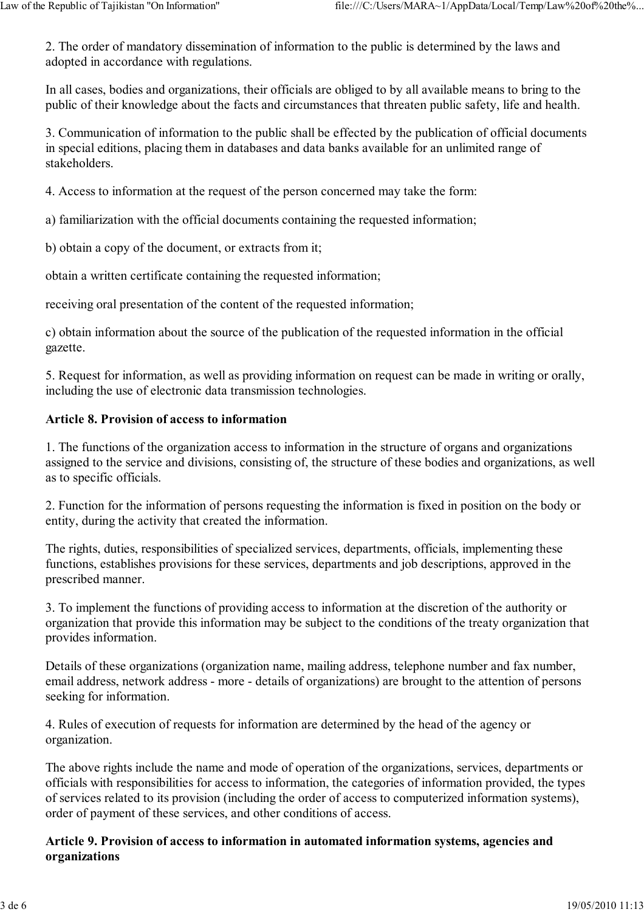2. The order of mandatory dissemination of information to the public is determined by the laws and adopted in accordance with regulations.

In all cases, bodies and organizations, their officials are obliged to by all available means to bring to the public of their knowledge about the facts and circumstances that threaten public safety, life and health.

3. Communication of information to the public shall be effected by the publication of official documents in special editions, placing them in databases and data banks available for an unlimited range of stakeholders.

4. Access to information at the request of the person concerned may take the form:

a) familiarization with the official documents containing the requested information;

b) obtain a copy of the document, or extracts from it;

obtain a written certificate containing the requested information;

receiving oral presentation of the content of the requested information;

c) obtain information about the source of the publication of the requested information in the official gazette.

5. Request for information, as well as providing information on request can be made in writing or orally, including the use of electronic data transmission technologies.

**Article 8. Provision of access to information**

1. The functions of the organization access to information in the structure of organs and organizations assigned to the service and divisions, consisting of, the structure of these bodies and organizations, as well as to specific officials.

2. Function for the information of persons requesting the information is fixed in position on the body or entity, during the activity that created the information.

The rights, duties, responsibilities of specialized services, departments, officials, implementing these functions, establishes provisions for these services, departments and job descriptions, approved in the prescribed manner.

3. To implement the functions of providing access to information at the discretion of the authority or organization that provide this information may be subject to the conditions of the treaty organization that provides information.

Details of these organizations (organization name, mailing address, telephone number and fax number, email address, network address - more - details of organizations) are brought to the attention of persons seeking for information.

4. Rules of execution of requests for information are determined by the head of the agency or organization.

The above rights include the name and mode of operation of the organizations, services, departments or officials with responsibilities for access to information, the categories of information provided, the types of services related to its provision (including the order of access to computerized information systems), order of payment of these services, and other conditions of access.

**Article 9. Provision of access to information in automated information systems, agencies and organizations**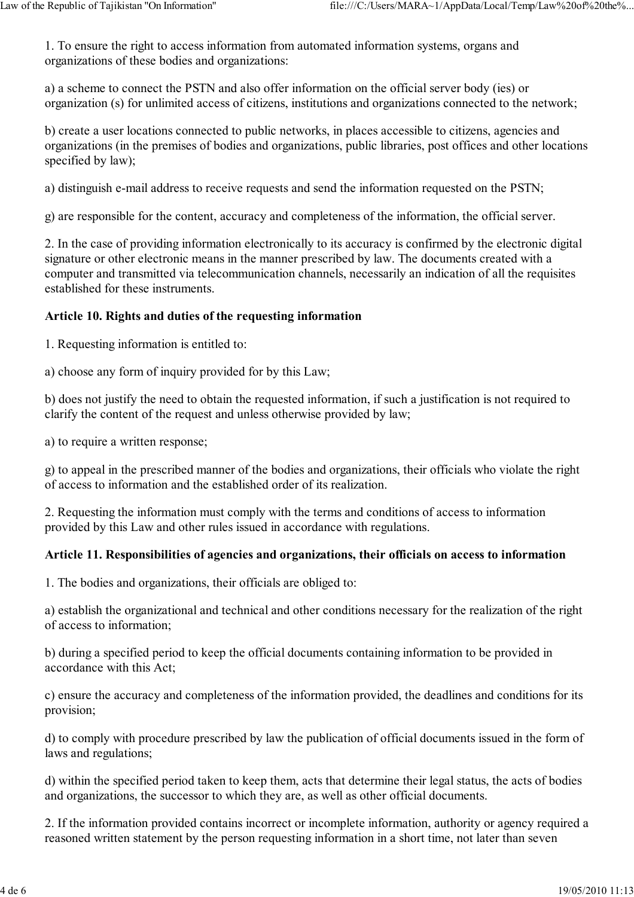1. To ensure the right to access information from automated information systems, organs and organizations of these bodies and organizations:

a) a scheme to connect the PSTN and also offer information on the official server body (ies) or organization (s) for unlimited access of citizens, institutions and organizations connected to the network;

b) create a user locations connected to public networks, in places accessible to citizens, agencies and organizations (in the premises of bodies and organizations, public libraries, post offices and other locations specified by law);

a) distinguish e-mail address to receive requests and send the information requested on the PSTN;

g) are responsible for the content, accuracy and completeness of the information, the official server.

2. In the case of providing information electronically to its accuracy is confirmed by the electronic digital signature or other electronic means in the manner prescribed by law. The documents created with a computer and transmitted via telecommunication channels, necessarily an indication of all the requisites established for these instruments.

**Article 10. Rights and duties of the requesting information**

1. Requesting information is entitled to:

a) choose any form of inquiry provided for by this Law;

b) does not justify the need to obtain the requested information, if such a justification is not required to clarify the content of the request and unless otherwise provided by law;

a) to require a written response;

g) to appeal in the prescribed manner of the bodies and organizations, their officials who violate the right of access to information and the established order of its realization.

2. Requesting the information must comply with the terms and conditions of access to information provided by this Law and other rules issued in accordance with regulations.

**Article 11. Responsibilities of agencies and organizations, their officials on access to information**

1. The bodies and organizations, their officials are obliged to:

a) establish the organizational and technical and other conditions necessary for the realization of the right of access to information;

b) during a specified period to keep the official documents containing information to be provided in accordance with this Act;

c) ensure the accuracy and completeness of the information provided, the deadlines and conditions for its provision;

d) to comply with procedure prescribed by law the publication of official documents issued in the form of laws and regulations;

d) within the specified period taken to keep them, acts that determine their legal status, the acts of bodies and organizations, the successor to which they are, as well as other official documents.

2. If the information provided contains incorrect or incomplete information, authority or agency required a reasoned written statement by the person requesting information in a short time, not later than seven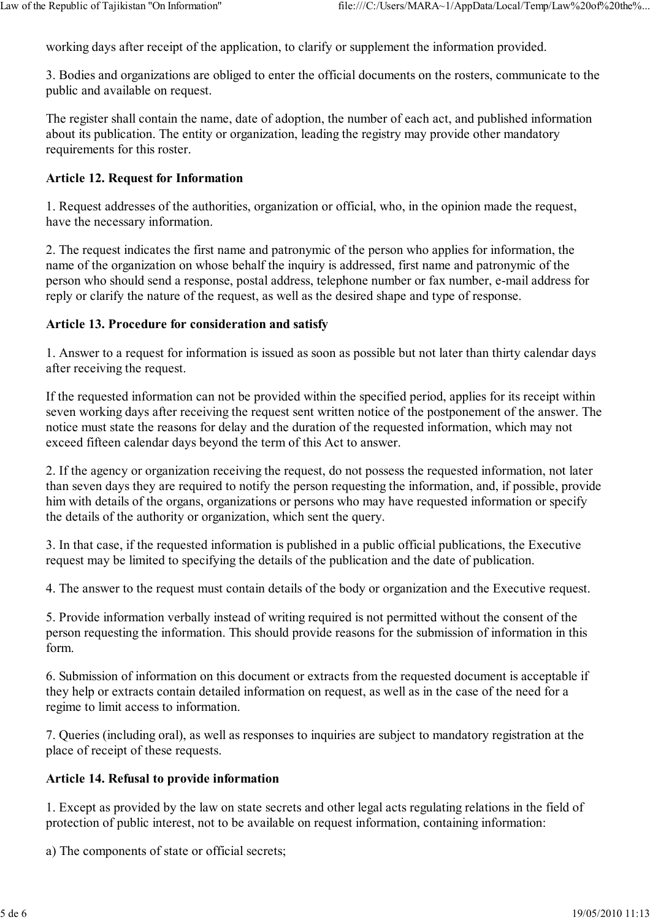working days after receipt of the application, to clarify or supplement the information provided.

3. Bodies and organizations are obliged to enter the official documents on the rosters, communicate to the public and available on request.

The register shall contain the name, date of adoption, the number of each act, and published information about its publication. The entity or organization, leading the registry may provide other mandatory requirements for this roster.

**Article 12. Request for Information**

1. Request addresses of the authorities, organization or official, who, in the opinion made the request, have the necessary information.

2. The request indicates the first name and patronymic of the person who applies for information, the name of the organization on whose behalf the inquiry is addressed, first name and patronymic of the person who should send a response, postal address, telephone number or fax number, e-mail address for reply or clarify the nature of the request, as well as the desired shape and type of response.

**Article 13. Procedure for consideration and satisfy**

1. Answer to a request for information is issued as soon as possible but not later than thirty calendar days after receiving the request.

If the requested information can not be provided within the specified period, applies for its receipt within seven working days after receiving the request sent written notice of the postponement of the answer. The notice must state the reasons for delay and the duration of the requested information, which may not exceed fifteen calendar days beyond the term of this Act to answer.

2. If the agency or organization receiving the request, do not possess the requested information, not later than seven days they are required to notify the person requesting the information, and, if possible, provide him with details of the organs, organizations or persons who may have requested information or specify the details of the authority or organization, which sent the query.

3. In that case, if the requested information is published in a public official publications, the Executive request may be limited to specifying the details of the publication and the date of publication.

4. The answer to the request must contain details of the body or organization and the Executive request.

5. Provide information verbally instead of writing required is not permitted without the consent of the person requesting the information. This should provide reasons for the submission of information in this form.

6. Submission of information on this document or extracts from the requested document is acceptable if they help or extracts contain detailed information on request, as well as in the case of the need for a regime to limit access to information.

7. Queries (including oral), as well as responses to inquiries are subject to mandatory registration at the place of receipt of these requests.

**Article 14. Refusal to provide information**

1. Except as provided by the law on state secrets and other legal acts regulating relations in the field of protection of public interest, not to be available on request information, containing information:

a) The components of state or official secrets;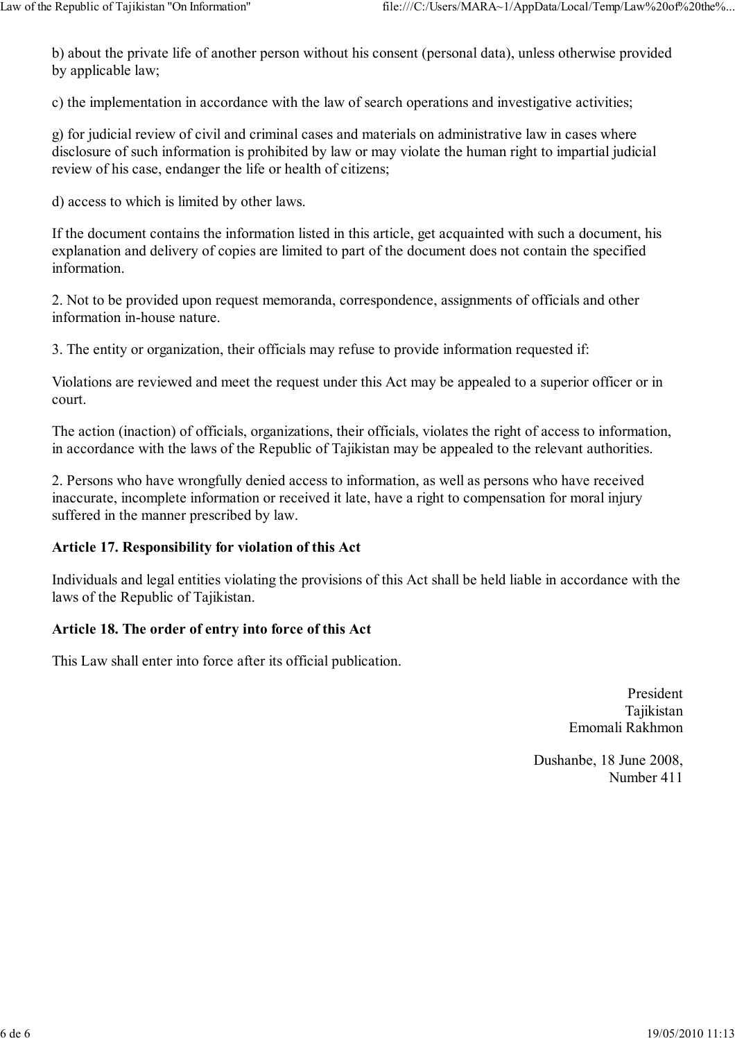b) about the private life of another person without his consent (personal data), unless otherwise provided by applicable law;

c) the implementation in accordance with the law of search operations and investigative activities;

g) for judicial review of civil and criminal cases and materials on administrative law in cases where disclosure of such information is prohibited by law or may violate the human right to impartial judicial review of his case, endanger the life or health of citizens;

d) access to which is limited by other laws.

If the document contains the information listed in this article, get acquainted with such a document, his explanation and delivery of copies are limited to part of the document does not contain the specified information.

2. Not to be provided upon request memoranda, correspondence, assignments of officials and other information in-house nature.

3. The entity or organization, their officials may refuse to provide information requested if:

Violations are reviewed and meet the request under this Act may be appealed to a superior officer or in court.

The action (inaction) of officials, organizations, their officials, violates the right of access to information, in accordance with the laws of the Republic of Tajikistan may be appealed to the relevant authorities.

2. Persons who have wrongfully denied access to information, as well as persons who have received inaccurate, incomplete information or received it late, have a right to compensation for moral injury suffered in the manner prescribed by law.

**Article 17. Responsibility for violation of this Act**

Individuals and legal entities violating the provisions of this Act shall be held liable in accordance with the laws of the Republic of Tajikistan.

**Article 18. The order of entry into force of this Act**

This Law shall enter into force after its official publication.

President
Tajikistan
Emomali Rakhmon

Dushanbe, 18 June 2008,
Number 411